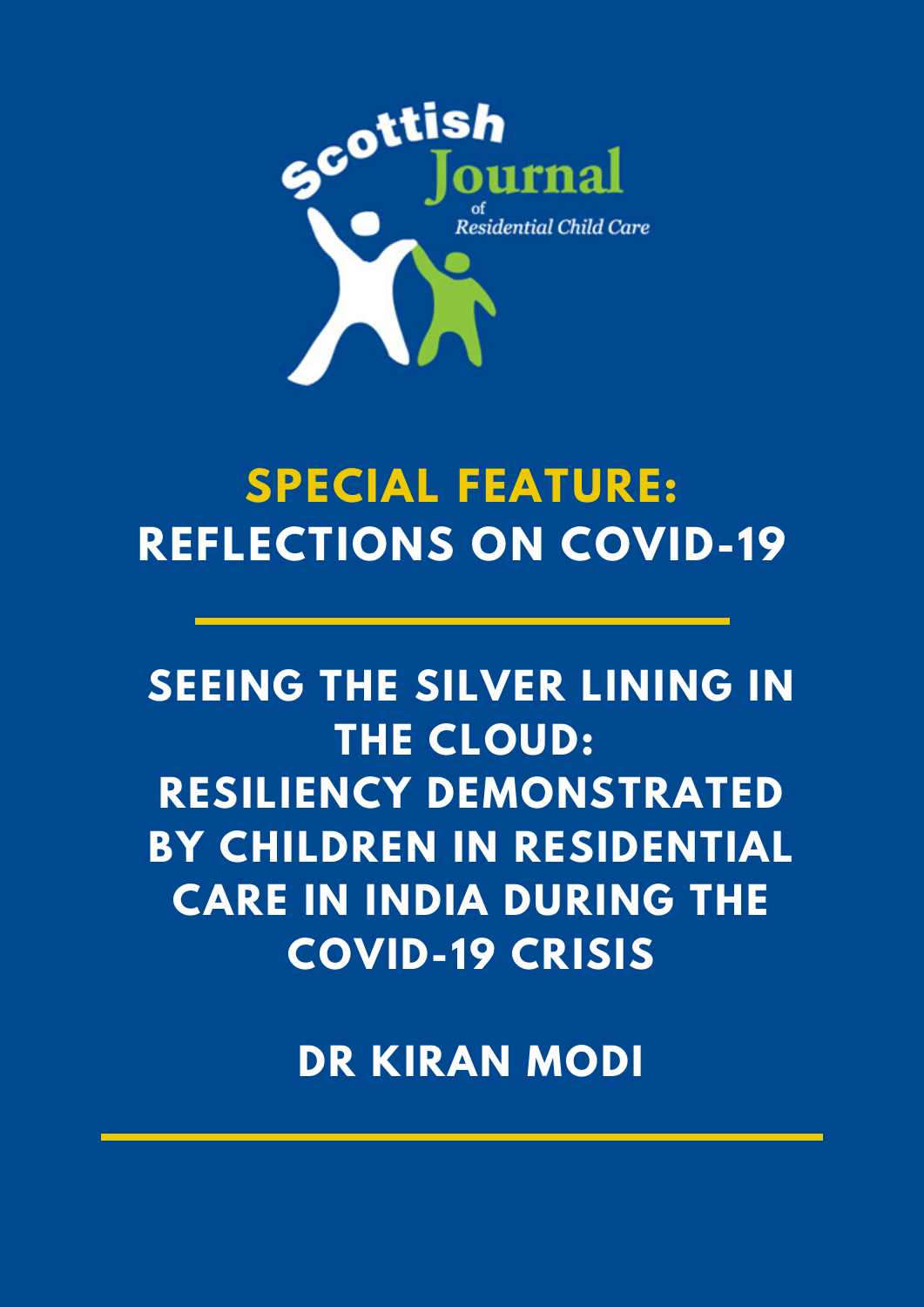Scottish Journal of Residential Child Care

# SPECIAL FEATURE: REFLECTIONS ON COVID-19

# SEEING THE SILVER LINING IN THE CLOUD: RESILIENCY DEMONSTRATED BY CHILDREN IN RESIDENTIAL CARE IN INDIA DURING THE COVID-19 CRISIS

## DR KIRAN MODI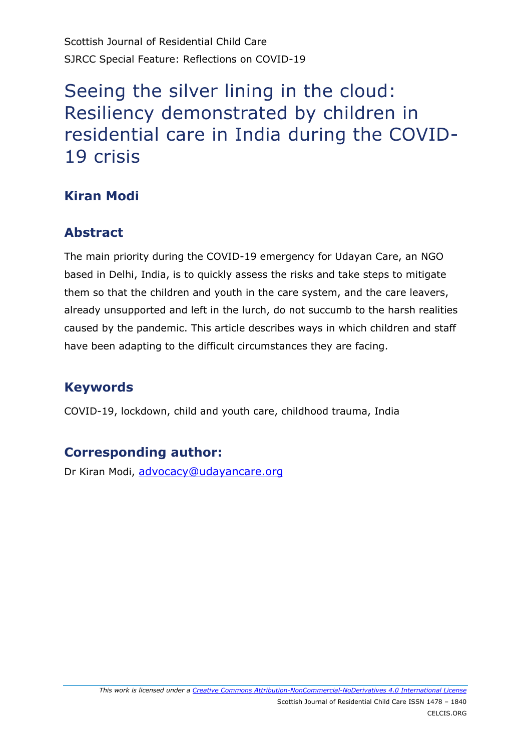Scottish Journal of Residential Child Care

SJRCC Special Feature: Reflections on COVID-19

# Seeing the silver lining in the cloud: Resiliency demonstrated by children in residential care in India during the COVID-19 crisis

## Kiran Modi

## Abstract

The main priority during the COVID-19 emergency for Udayan Care, an NGO based in Delhi, India, is to quickly assess the risks and take steps to mitigate them so that the children and youth in the care system, and the care leavers, already unsupported and left in the lurch, do not succumb to the harsh realities caused by the pandemic. This article describes ways in which children and staff have been adapting to the difficult circumstances they are facing.

## Keywords

COVID-19, lockdown, child and youth care, childhood trauma, India

## Corresponding author:

Dr Kiran Modi, advocacy@udayancare.org

*This work is licensed under a Creative Commons Attribution-NonCommercial-NoDerivatives 4.0 International License*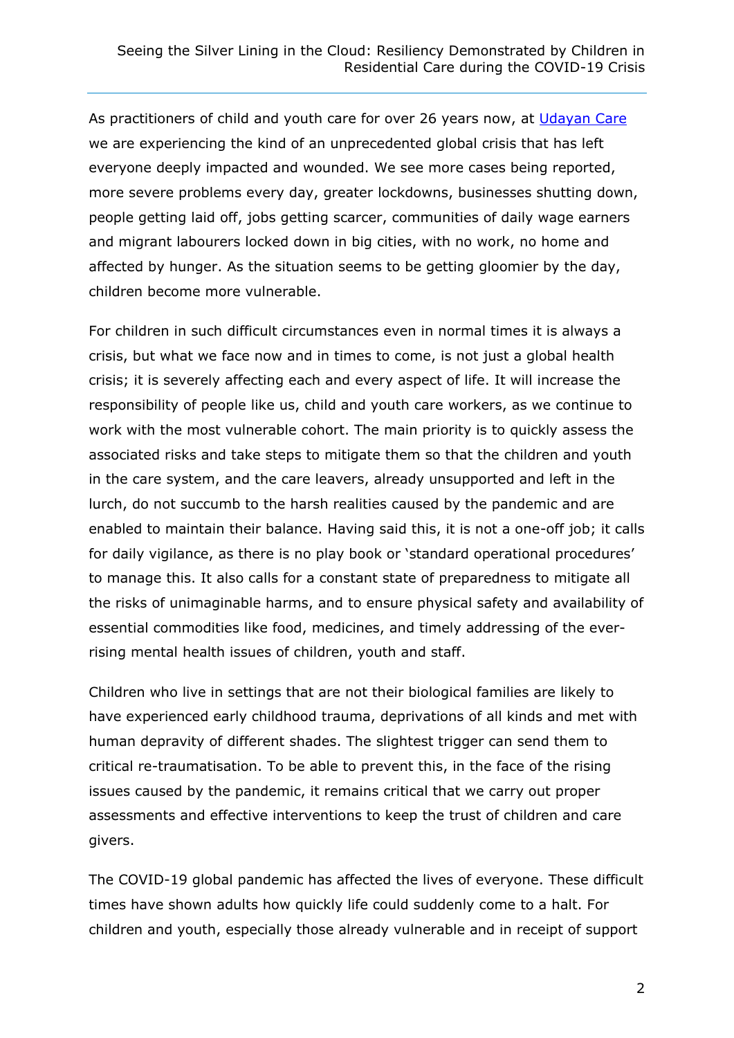As practitioners of child and youth care for over 26 years now, at [Udayan Care](Udayan Care) we are experiencing the kind of an unprecedented global crisis that has left everyone deeply impacted and wounded. We see more cases being reported, more severe problems every day, greater lockdowns, businesses shutting down, people getting laid off, jobs getting scarcer, communities of daily wage earners and migrant labourers locked down in big cities, with no work, no home and affected by hunger. As the situation seems to be getting gloomier by the day, children become more vulnerable.

For children in such difficult circumstances even in normal times it is always a crisis, but what we face now and in times to come, is not just a global health crisis; it is severely affecting each and every aspect of life. It will increase the responsibility of people like us, child and youth care workers, as we continue to work with the most vulnerable cohort. The main priority is to quickly assess the associated risks and take steps to mitigate them so that the children and youth in the care system, and the care leavers, already unsupported and left in the lurch, do not succumb to the harsh realities caused by the pandemic and are enabled to maintain their balance. Having said this, it is not a one-off job; it calls for daily vigilance, as there is no play book or 'standard operational procedures' to manage this. It also calls for a constant state of preparedness to mitigate all the risks of unimaginable harms, and to ensure physical safety and availability of essential commodities like food, medicines, and timely addressing of the ever-rising mental health issues of children, youth and staff.

Children who live in settings that are not their biological families are likely to have experienced early childhood trauma, deprivations of all kinds and met with human depravity of different shades. The slightest trigger can send them to critical re-traumatisation. To be able to prevent this, in the face of the rising issues caused by the pandemic, it remains critical that we carry out proper assessments and effective interventions to keep the trust of children and care givers.

The COVID-19 global pandemic has affected the lives of everyone. These difficult times have shown adults how quickly life could suddenly come to a halt. For children and youth, especially those already vulnerable and in receipt of support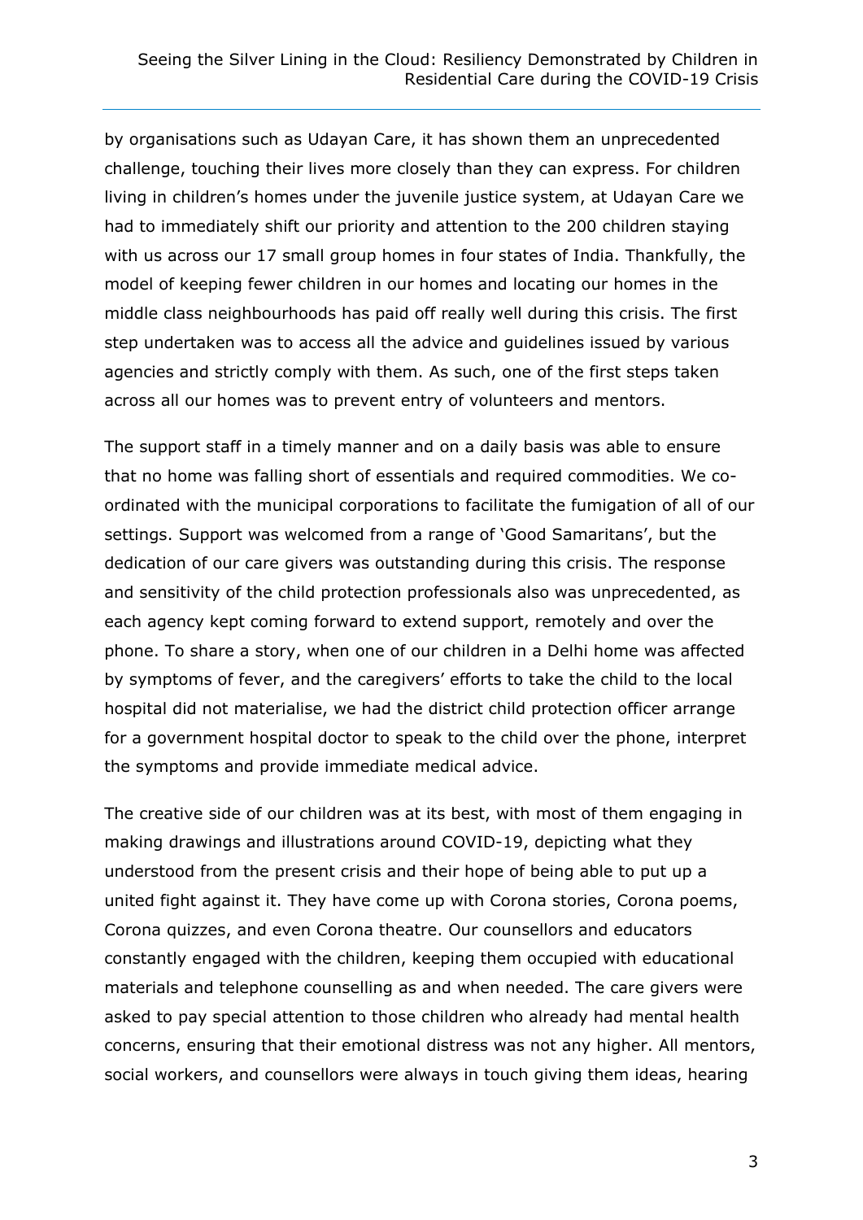by organisations such as Udayan Care, it has shown them an unprecedented challenge, touching their lives more closely than they can express. For children living in children's homes under the juvenile justice system, at Udayan Care we had to immediately shift our priority and attention to the 200 children staying with us across our 17 small group homes in four states of India. Thankfully, the model of keeping fewer children in our homes and locating our homes in the middle class neighbourhoods has paid off really well during this crisis. The first step undertaken was to access all the advice and guidelines issued by various agencies and strictly comply with them. As such, one of the first steps taken across all our homes was to prevent entry of volunteers and mentors.

The support staff in a timely manner and on a daily basis was able to ensure that no home was falling short of essentials and required commodities. We co-ordinated with the municipal corporations to facilitate the fumigation of all of our settings. Support was welcomed from a range of 'Good Samaritans', but the dedication of our care givers was outstanding during this crisis. The response and sensitivity of the child protection professionals also was unprecedented, as each agency kept coming forward to extend support, remotely and over the phone. To share a story, when one of our children in a Delhi home was affected by symptoms of fever, and the caregivers' efforts to take the child to the local hospital did not materialise, we had the district child protection officer arrange for a government hospital doctor to speak to the child over the phone, interpret the symptoms and provide immediate medical advice.

The creative side of our children was at its best, with most of them engaging in making drawings and illustrations around COVID-19, depicting what they understood from the present crisis and their hope of being able to put up a united fight against it. They have come up with Corona stories, Corona poems, Corona quizzes, and even Corona theatre. Our counsellors and educators constantly engaged with the children, keeping them occupied with educational materials and telephone counselling as and when needed. The care givers were asked to pay special attention to those children who already had mental health concerns, ensuring that their emotional distress was not any higher. All mentors, social workers, and counsellors were always in touch giving them ideas, hearing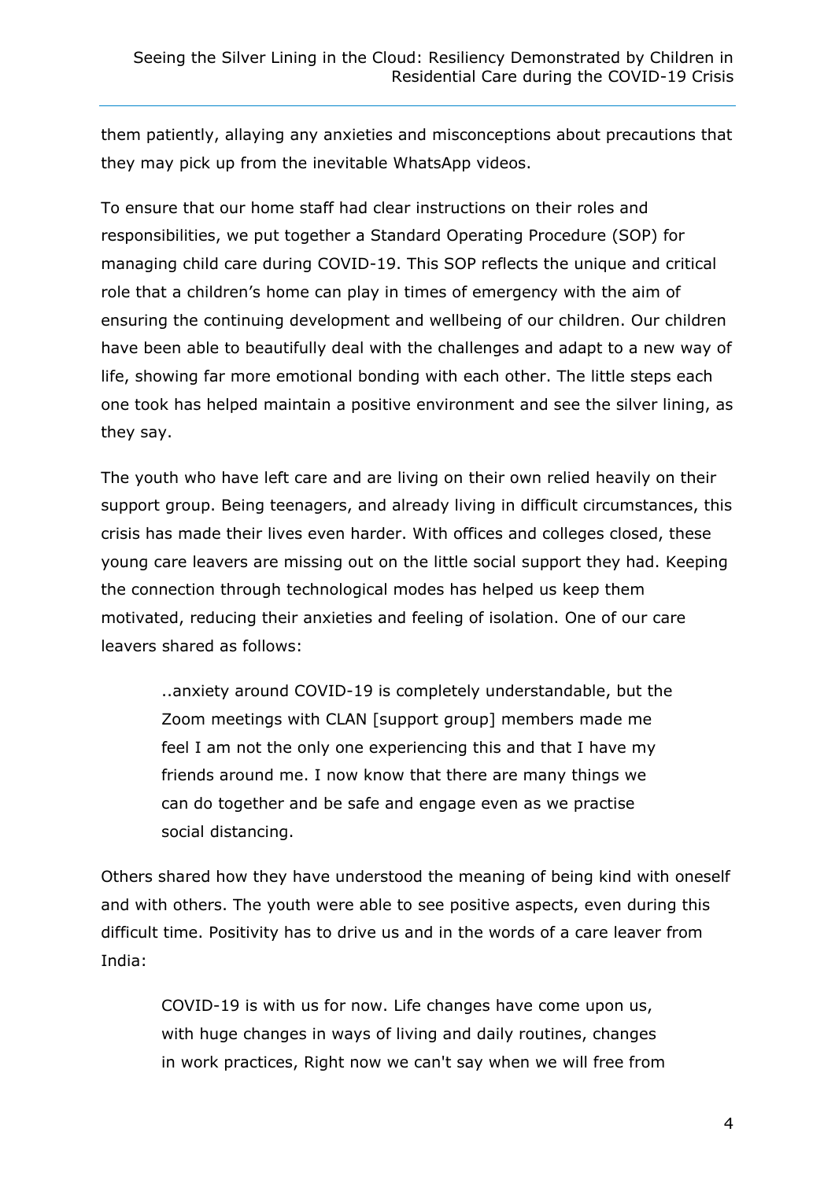them patiently, allaying any anxieties and misconceptions about precautions that they may pick up from the inevitable WhatsApp videos.

To ensure that our home staff had clear instructions on their roles and responsibilities, we put together a Standard Operating Procedure (SOP) for managing child care during COVID-19. This SOP reflects the unique and critical role that a children's home can play in times of emergency with the aim of ensuring the continuing development and wellbeing of our children. Our children have been able to beautifully deal with the challenges and adapt to a new way of life, showing far more emotional bonding with each other. The little steps each one took has helped maintain a positive environment and see the silver lining, as they say.

The youth who have left care and are living on their own relied heavily on their support group. Being teenagers, and already living in difficult circumstances, this crisis has made their lives even harder. With offices and colleges closed, these young care leavers are missing out on the little social support they had. Keeping the connection through technological modes has helped us keep them motivated, reducing their anxieties and feeling of isolation. One of our care leavers shared as follows:

> ..anxiety around COVID-19 is completely understandable, but the Zoom meetings with CLAN [support group] members made me feel I am not the only one experiencing this and that I have my friends around me. I now know that there are many things we can do together and be safe and engage even as we practise social distancing.

Others shared how they have understood the meaning of being kind with oneself and with others. The youth were able to see positive aspects, even during this difficult time. Positivity has to drive us and in the words of a care leaver from India:

> COVID-19 is with us for now. Life changes have come upon us, with huge changes in ways of living and daily routines, changes in work practices, Right now we can't say when we will free from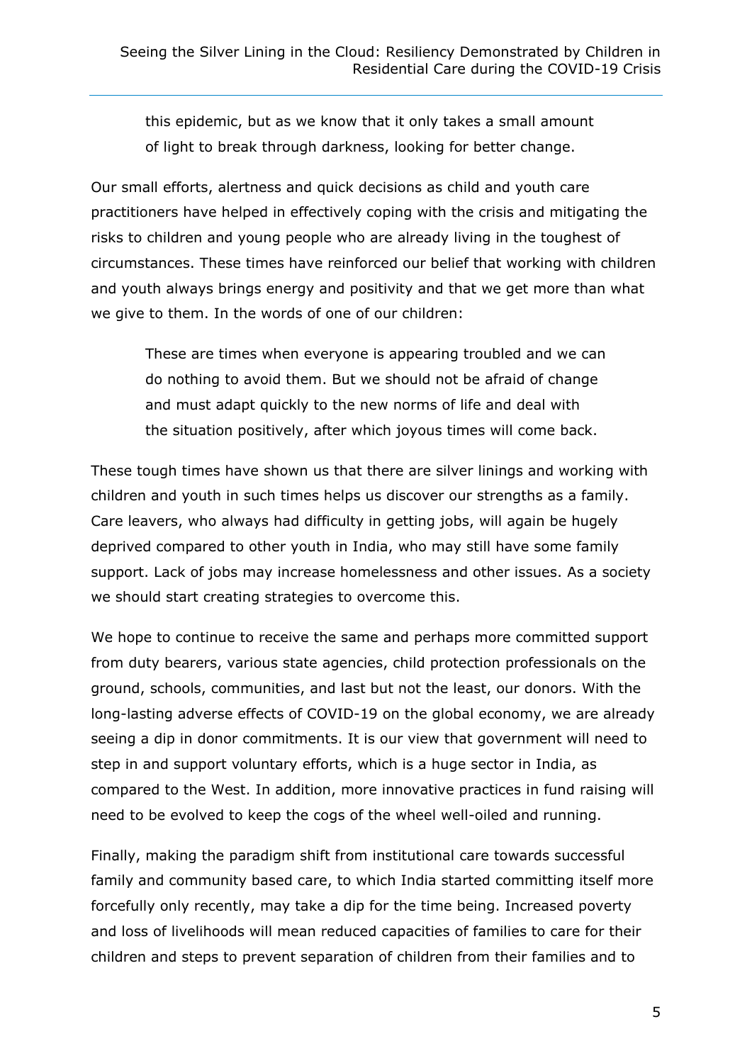> this epidemic, but as we know that it only takes a small amount of light to break through darkness, looking for better change.

Our small efforts, alertness and quick decisions as child and youth care practitioners have helped in effectively coping with the crisis and mitigating the risks to children and young people who are already living in the toughest of circumstances. These times have reinforced our belief that working with children and youth always brings energy and positivity and that we get more than what we give to them. In the words of one of our children:

> These are times when everyone is appearing troubled and we can do nothing to avoid them. But we should not be afraid of change and must adapt quickly to the new norms of life and deal with the situation positively, after which joyous times will come back.

These tough times have shown us that there are silver linings and working with children and youth in such times helps us discover our strengths as a family. Care leavers, who always had difficulty in getting jobs, will again be hugely deprived compared to other youth in India, who may still have some family support. Lack of jobs may increase homelessness and other issues. As a society we should start creating strategies to overcome this.

We hope to continue to receive the same and perhaps more committed support from duty bearers, various state agencies, child protection professionals on the ground, schools, communities, and last but not the least, our donors. With the long-lasting adverse effects of COVID-19 on the global economy, we are already seeing a dip in donor commitments. It is our view that government will need to step in and support voluntary efforts, which is a huge sector in India, as compared to the West. In addition, more innovative practices in fund raising will need to be evolved to keep the cogs of the wheel well-oiled and running.

Finally, making the paradigm shift from institutional care towards successful family and community based care, to which India started committing itself more forcefully only recently, may take a dip for the time being. Increased poverty and loss of livelihoods will mean reduced capacities of families to care for their children and steps to prevent separation of children from their families and to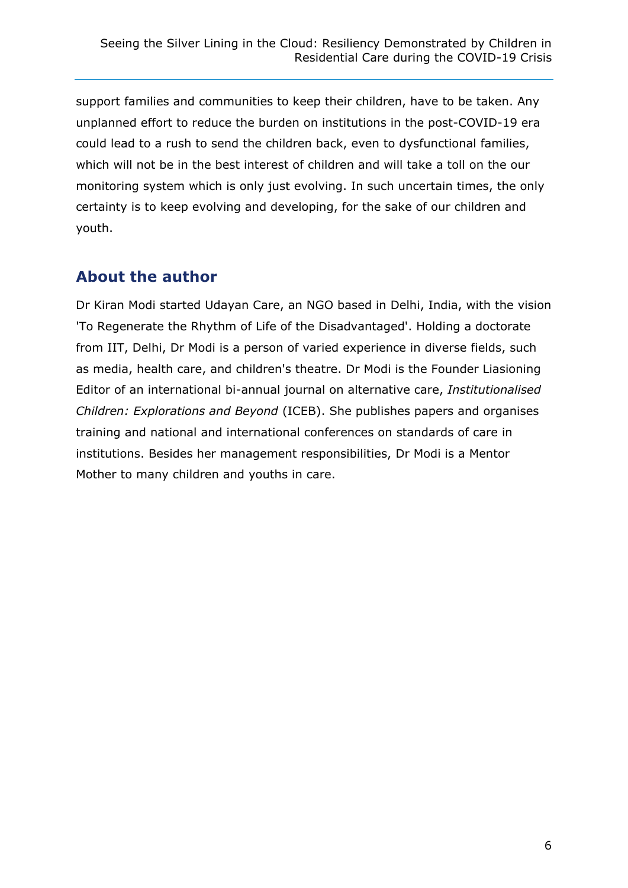support families and communities to keep their children, have to be taken. Any unplanned effort to reduce the burden on institutions in the post-COVID-19 era could lead to a rush to send the children back, even to dysfunctional families, which will not be in the best interest of children and will take a toll on the our monitoring system which is only just evolving. In such uncertain times, the only certainty is to keep evolving and developing, for the sake of our children and youth.

## About the author

Dr Kiran Modi started Udayan Care, an NGO based in Delhi, India, with the vision 'To Regenerate the Rhythm of Life of the Disadvantaged'. Holding a doctorate from IIT, Delhi, Dr Modi is a person of varied experience in diverse fields, such as media, health care, and children's theatre. Dr Modi is the Founder Liasioning Editor of an international bi-annual journal on alternative care, *Institutionalised Children: Explorations and Beyond* (ICEB). She publishes papers and organises training and national and international conferences on standards of care in institutions. Besides her management responsibilities, Dr Modi is a Mentor Mother to many children and youths in care.